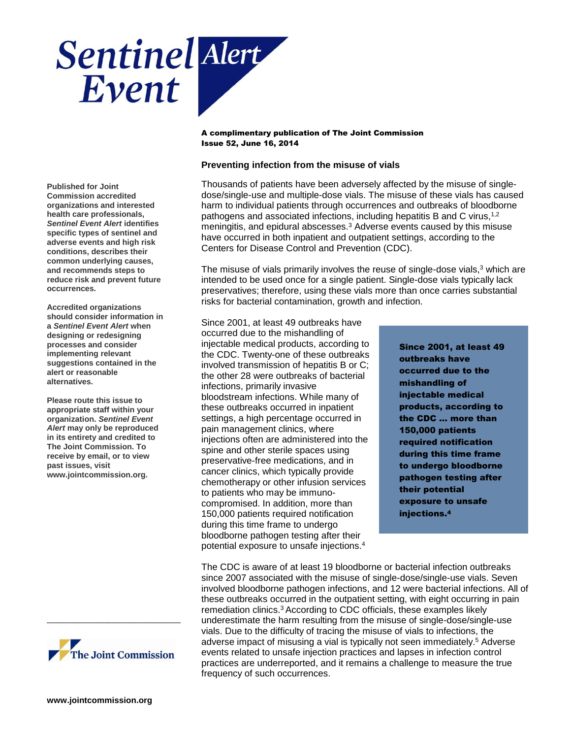# Sentinel Event Alert

**A complimentary publication of The Joint Commission**
**Issue 52, June 16, 2014**

**Published for Joint Commission accredited organizations and interested health care professionals, *Sentinel Event Alert* identifies specific types of sentinel and adverse events and high risk conditions, describes their common underlying causes, and recommends steps to reduce risk and prevent future occurrences.**

**Accredited organizations should consider information in a *Sentinel Event Alert* when designing or redesigning processes and consider implementing relevant suggestions contained in the alert or reasonable alternatives.**

**Please route this issue to appropriate staff within your organization. *Sentinel Event Alert* may only be reproduced in its entirety and credited to The Joint Commission. To receive by email, or to view past issues, visit www.jointcommission.org.**

## Preventing infection from the misuse of vials

Thousands of patients have been adversely affected by the misuse of single-dose/single-use and multiple-dose vials. The misuse of these vials has caused harm to individual patients through occurrences and outbreaks of bloodborne pathogens and associated infections, including hepatitis B and C virus,[1,2] meningitis, and epidural abscesses.[3] Adverse events caused by this misuse have occurred in both inpatient and outpatient settings, according to the Centers for Disease Control and Prevention (CDC).

The misuse of vials primarily involves the reuse of single-dose vials,[3] which are intended to be used once for a single patient. Single-dose vials typically lack preservatives; therefore, using these vials more than once carries substantial risks for bacterial contamination, growth and infection.

Since 2001, at least 49 outbreaks have occurred due to the mishandling of injectable medical products, according to the CDC. Twenty-one of these outbreaks involved transmission of hepatitis B or C; the other 28 were outbreaks of bacterial infections, primarily invasive bloodstream infections. While many of these outbreaks occurred in inpatient settings, a high percentage occurred in pain management clinics, where injections often are administered into the spine and other sterile spaces using preservative-free medications, and in cancer clinics, which typically provide chemotherapy or other infusion services to patients who may be immuno-compromised. In addition, more than 150,000 patients required notification during this time frame to undergo bloodborne pathogen testing after their potential exposure to unsafe injections.[4]

> **Since 2001, at least 49 outbreaks have occurred due to the mishandling of injectable medical products, according to the CDC … more than 150,000 patients required notification during this time frame to undergo bloodborne pathogen testing after their potential exposure to unsafe injections.[4]**

The CDC is aware of at least 19 bloodborne or bacterial infection outbreaks since 2007 associated with the misuse of single-dose/single-use vials. Seven involved bloodborne pathogen infections, and 12 were bacterial infections. All of these outbreaks occurred in the outpatient setting, with eight occurring in pain remediation clinics.[3] According to CDC officials, these examples likely underestimate the harm resulting from the misuse of single-dose/single-use vials. Due to the difficulty of tracing the misuse of vials to infections, the adverse impact of misusing a vial is typically not seen immediately.[5] Adverse events related to unsafe injection practices and lapses in infection control practices are underreported, and it remains a challenge to measure the true frequency of such occurrences.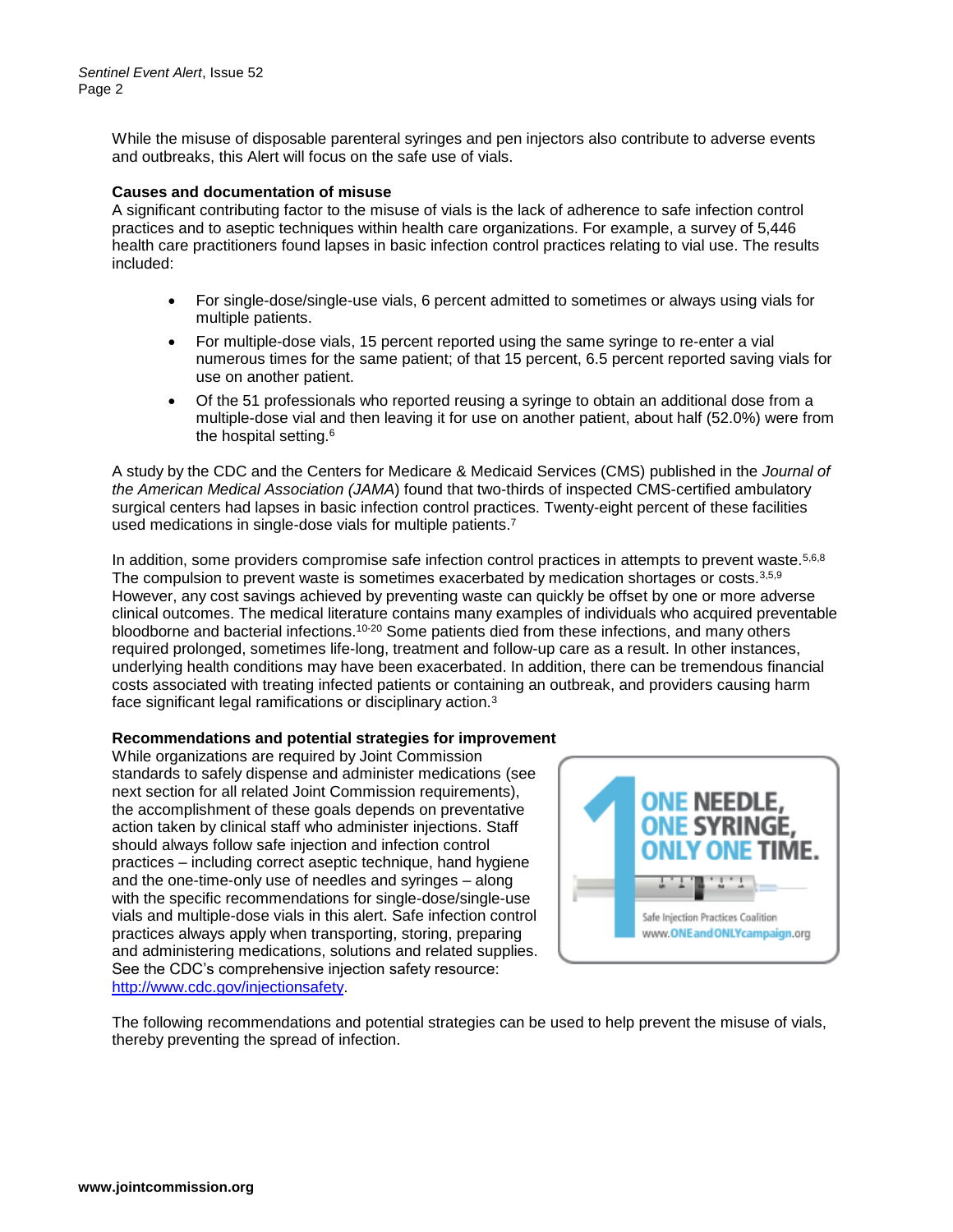While the misuse of disposable parenteral syringes and pen injectors also contribute to adverse events and outbreaks, this Alert will focus on the safe use of vials.

**Causes and documentation of misuse**

A significant contributing factor to the misuse of vials is the lack of adherence to safe infection control practices and to aseptic techniques within health care organizations. For example, a survey of 5,446 health care practitioners found lapses in basic infection control practices relating to vial use. The results included:

- For single-dose/single-use vials, 6 percent admitted to sometimes or always using vials for multiple patients.
- For multiple-dose vials, 15 percent reported using the same syringe to re-enter a vial numerous times for the same patient; of that 15 percent, 6.5 percent reported saving vials for use on another patient.
- Of the 51 professionals who reported reusing a syringe to obtain an additional dose from a multiple-dose vial and then leaving it for use on another patient, about half (52.0%) were from the hospital setting.[6]

A study by the CDC and the Centers for Medicare & Medicaid Services (CMS) published in the *Journal of the American Medical Association (JAMA*) found that two-thirds of inspected CMS-certified ambulatory surgical centers had lapses in basic infection control practices. Twenty-eight percent of these facilities used medications in single-dose vials for multiple patients.[7]

In addition, some providers compromise safe infection control practices in attempts to prevent waste.[5,6,8] The compulsion to prevent waste is sometimes exacerbated by medication shortages or costs.[3,5,9] However, any cost savings achieved by preventing waste can quickly be offset by one or more adverse clinical outcomes. The medical literature contains many examples of individuals who acquired preventable bloodborne and bacterial infections.[10-20] Some patients died from these infections, and many others required prolonged, sometimes life-long, treatment and follow-up care as a result. In other instances, underlying health conditions may have been exacerbated. In addition, there can be tremendous financial costs associated with treating infected patients or containing an outbreak, and providers causing harm face significant legal ramifications or disciplinary action.[3]

**Recommendations and potential strategies for improvement**

While organizations are required by Joint Commission standards to safely dispense and administer medications (see next section for all related Joint Commission requirements), the accomplishment of these goals depends on preventative action taken by clinical staff who administer injections. Staff should always follow safe injection and infection control practices – including correct aseptic technique, hand hygiene and the one-time-only use of needles and syringes – along with the specific recommendations for single-dose/single-use vials and multiple-dose vials in this alert. Safe infection control practices always apply when transporting, storing, preparing and administering medications, solutions and related supplies. See the CDC's comprehensive injection safety resource: http://www.cdc.gov/injectionsafety.

ONE NEEDLE, ONE SYRINGE, ONLY ONE TIME.

Safe Injection Practices Coalition
www.ONEandONLYcampaign.org

The following recommendations and potential strategies can be used to help prevent the misuse of vials, thereby preventing the spread of infection.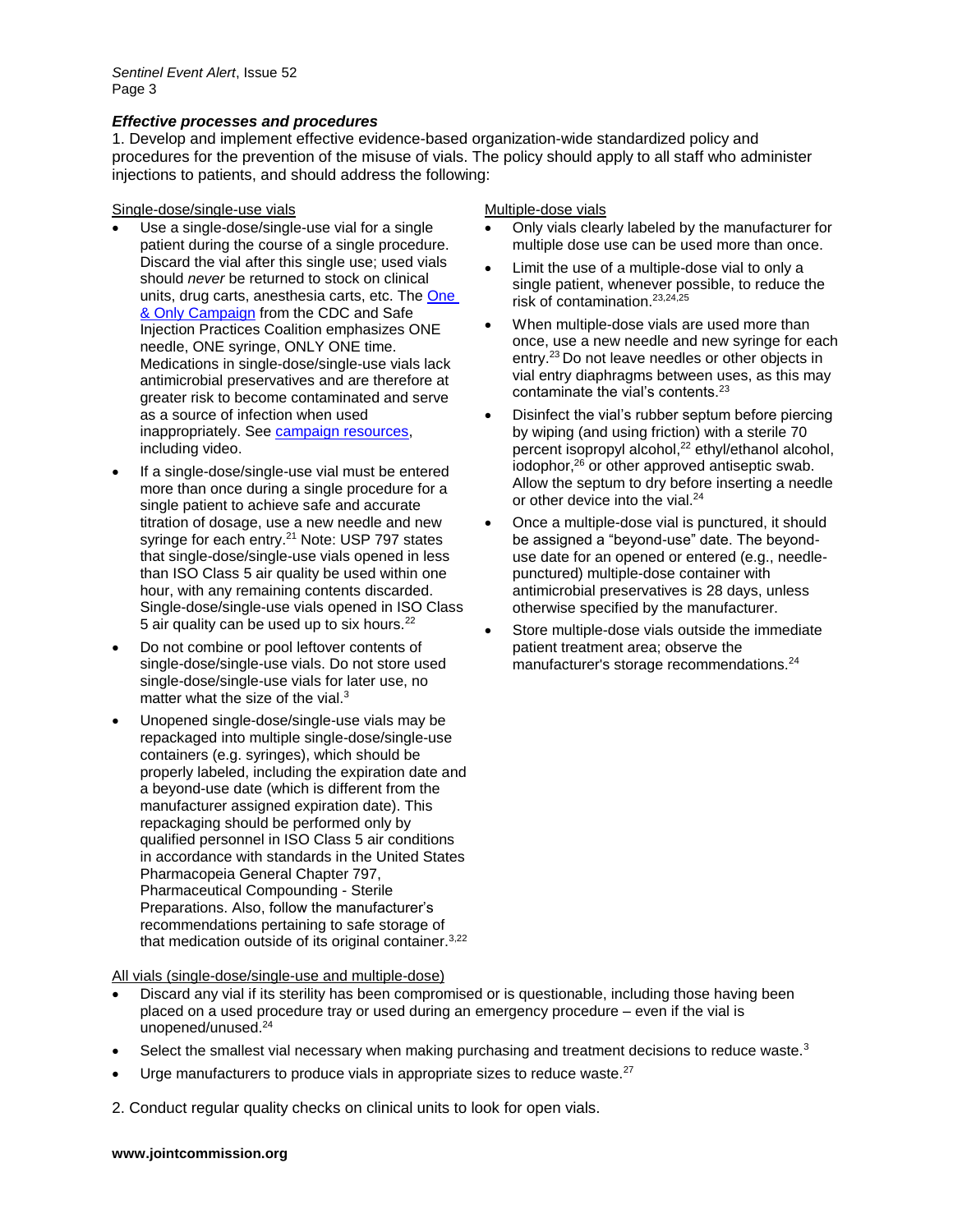### *Effective processes and procedures*

1. Develop and implement effective evidence-based organization-wide standardized policy and procedures for the prevention of the misuse of vials. The policy should apply to all staff who administer injections to patients, and should address the following:

Single-dose/single-use vials

- Use a single-dose/single-use vial for a single patient during the course of a single procedure. Discard the vial after this single use; used vials should *never* be returned to stock on clinical units, drug carts, anesthesia carts, etc. The One & Only Campaign from the CDC and Safe Injection Practices Coalition emphasizes ONE needle, ONE syringe, ONLY ONE time. Medications in single-dose/single-use vials lack antimicrobial preservatives and are therefore at greater risk to become contaminated and serve as a source of infection when used inappropriately. See campaign resources, including video.
- If a single-dose/single-use vial must be entered more than once during a single procedure for a single patient to achieve safe and accurate titration of dosage, use a new needle and new syringe for each entry.[21] Note: USP 797 states that single-dose/single-use vials opened in less than ISO Class 5 air quality be used within one hour, with any remaining contents discarded. Single-dose/single-use vials opened in ISO Class 5 air quality can be used up to six hours.[22]
- Do not combine or pool leftover contents of single-dose/single-use vials. Do not store used single-dose/single-use vials for later use, no matter what the size of the vial.[3]
- Unopened single-dose/single-use vials may be repackaged into multiple single-dose/single-use containers (e.g. syringes), which should be properly labeled, including the expiration date and a beyond-use date (which is different from the manufacturer assigned expiration date). This repackaging should be performed only by qualified personnel in ISO Class 5 air conditions in accordance with standards in the United States Pharmacopeia General Chapter 797, Pharmaceutical Compounding - Sterile Preparations. Also, follow the manufacturer's recommendations pertaining to safe storage of that medication outside of its original container.[3,22]

Multiple-dose vials

- Only vials clearly labeled by the manufacturer for multiple dose use can be used more than once.
- Limit the use of a multiple-dose vial to only a single patient, whenever possible, to reduce the risk of contamination.[23,24,25]
- When multiple-dose vials are used more than once, use a new needle and new syringe for each entry.[23] Do not leave needles or other objects in vial entry diaphragms between uses, as this may contaminate the vial's contents.[23]
- Disinfect the vial's rubber septum before piercing by wiping (and using friction) with a sterile 70 percent isopropyl alcohol,[22] ethyl/ethanol alcohol, iodophor,[26] or other approved antiseptic swab. Allow the septum to dry before inserting a needle or other device into the vial.[24]
- Once a multiple-dose vial is punctured, it should be assigned a "beyond-use" date. The beyond-use date for an opened or entered (e.g., needle-punctured) multiple-dose container with antimicrobial preservatives is 28 days, unless otherwise specified by the manufacturer.
- Store multiple-dose vials outside the immediate patient treatment area; observe the manufacturer's storage recommendations.[24]

All vials (single-dose/single-use and multiple-dose)

- Discard any vial if its sterility has been compromised or is questionable, including those having been placed on a used procedure tray or used during an emergency procedure – even if the vial is unopened/unused.[24]
- Select the smallest vial necessary when making purchasing and treatment decisions to reduce waste.[3]
- Urge manufacturers to produce vials in appropriate sizes to reduce waste.[27]

2. Conduct regular quality checks on clinical units to look for open vials.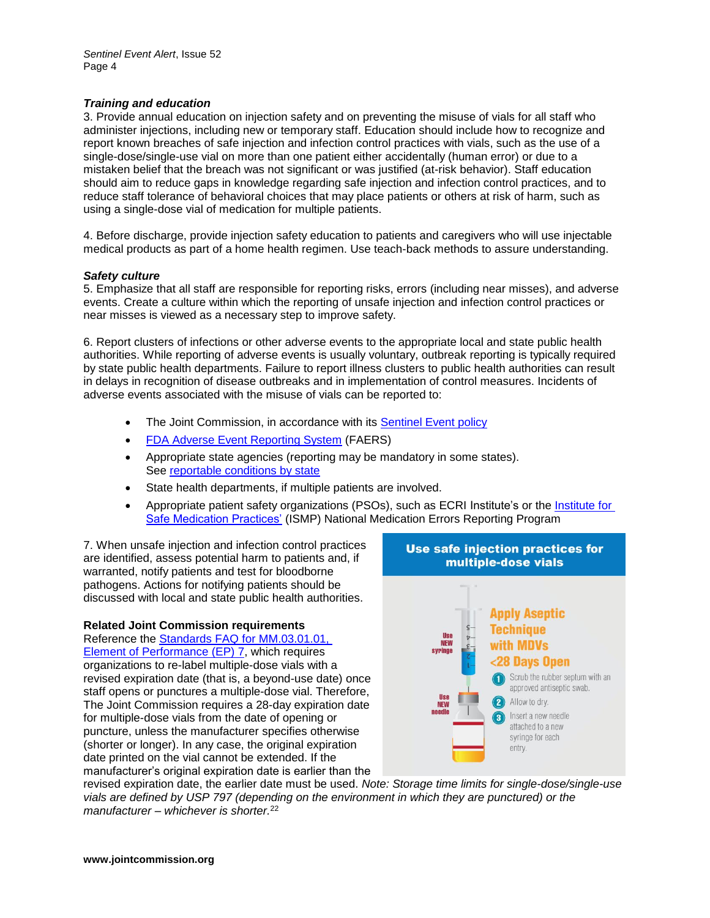***Training and education***

3. Provide annual education on injection safety and on preventing the misuse of vials for all staff who administer injections, including new or temporary staff. Education should include how to recognize and report known breaches of safe injection and infection control practices with vials, such as the use of a single-dose/single-use vial on more than one patient either accidentally (human error) or due to a mistaken belief that the breach was not significant or was justified (at-risk behavior). Staff education should aim to reduce gaps in knowledge regarding safe injection and infection control practices, and to reduce staff tolerance of behavioral choices that may place patients or others at risk of harm, such as using a single-dose vial of medication for multiple patients.

4. Before discharge, provide injection safety education to patients and caregivers who will use injectable medical products as part of a home health regimen. Use teach-back methods to assure understanding.

***Safety culture***

5. Emphasize that all staff are responsible for reporting risks, errors (including near misses), and adverse events. Create a culture within which the reporting of unsafe injection and infection control practices or near misses is viewed as a necessary step to improve safety.

6. Report clusters of infections or other adverse events to the appropriate local and state public health authorities. While reporting of adverse events is usually voluntary, outbreak reporting is typically required by state public health departments. Failure to report illness clusters to public health authorities can result in delays in recognition of disease outbreaks and in implementation of control measures. Incidents of adverse events associated with the misuse of vials can be reported to:

- The Joint Commission, in accordance with its Sentinel Event policy
- FDA Adverse Event Reporting System (FAERS)
- Appropriate state agencies (reporting may be mandatory in some states). See reportable conditions by state
- State health departments, if multiple patients are involved.
- Appropriate patient safety organizations (PSOs), such as ECRI Institute's or the Institute for Safe Medication Practices' (ISMP) National Medication Errors Reporting Program

7. When unsafe injection and infection control practices are identified, assess potential harm to patients and, if warranted, notify patients and test for bloodborne pathogens. Actions for notifying patients should be discussed with local and state public health authorities.

**Use safe injection practices for multiple-dose vials**

**Apply Aseptic Technique with MDVs <28 Days Open**

Use NEW syringe

Use NEW needle

1. Scrub the rubber septum with an approved antiseptic swab.
2. Allow to dry.
3. Insert a new needle attached to a new syringe for each entry.

**Related Joint Commission requirements**

Reference the Standards FAQ for MM.03.01.01, Element of Performance (EP) 7, which requires organizations to re-label multiple-dose vials with a revised expiration date (that is, a beyond-use date) once staff opens or punctures a multiple-dose vial. Therefore, The Joint Commission requires a 28-day expiration date for multiple-dose vials from the date of opening or puncture, unless the manufacturer specifies otherwise (shorter or longer). In any case, the original expiration date printed on the vial cannot be extended. If the manufacturer's original expiration date is earlier than the revised expiration date, the earlier date must be used. *Note: Storage time limits for single-dose/single-use vials are defined by USP 797 (depending on the environment in which they are punctured) or the manufacturer – whichever is shorter.*[22]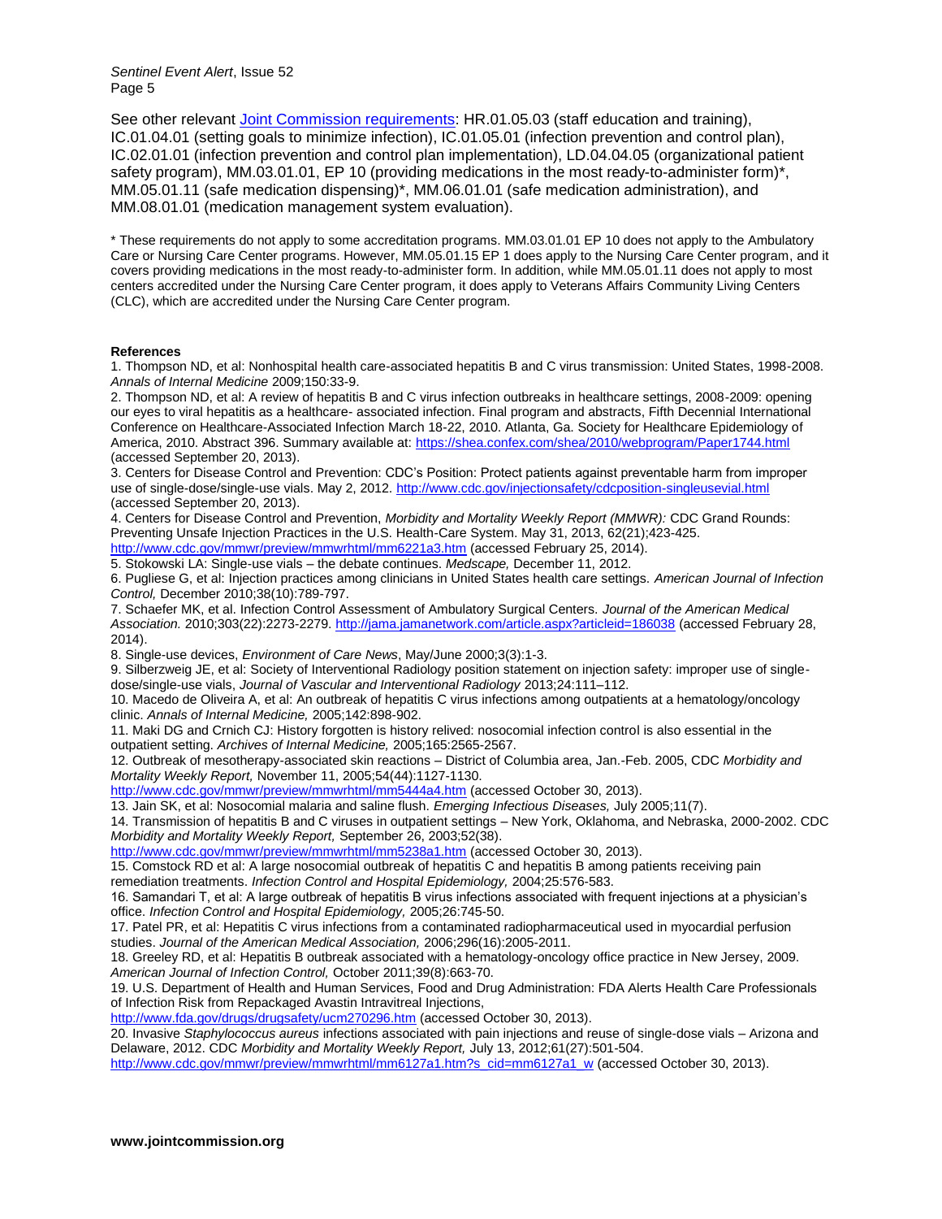See other relevant [Joint Commission requirements](): HR.01.05.03 (staff education and training), IC.01.04.01 (setting goals to minimize infection), IC.01.05.01 (infection prevention and control plan), IC.02.01.01 (infection prevention and control plan implementation), LD.04.04.05 (organizational patient safety program), MM.03.01.01, EP 10 (providing medications in the most ready-to-administer form)*, MM.05.01.11 (safe medication dispensing)*, MM.06.01.01 (safe medication administration), and MM.08.01.01 (medication management system evaluation).

* These requirements do not apply to some accreditation programs. MM.03.01.01 EP 10 does not apply to the Ambulatory Care or Nursing Care Center programs. However, MM.05.01.15 EP 1 does apply to the Nursing Care Center program, and it covers providing medications in the most ready-to-administer form. In addition, while MM.05.01.11 does not apply to most centers accredited under the Nursing Care Center program, it does apply to Veterans Affairs Community Living Centers (CLC), which are accredited under the Nursing Care Center program.

**References**

1. Thompson ND, et al: Nonhospital health care-associated hepatitis B and C virus transmission: United States, 1998-2008. *Annals of Internal Medicine* 2009;150:33-9.
2. Thompson ND, et al: A review of hepatitis B and C virus infection outbreaks in healthcare settings, 2008-2009: opening our eyes to viral hepatitis as a healthcare- associated infection. Final program and abstracts, Fifth Decennial International Conference on Healthcare-Associated Infection March 18-22, 2010. Atlanta, Ga. Society for Healthcare Epidemiology of America, 2010. Abstract 396. Summary available at: https://shea.confex.com/shea/2010/webprogram/Paper1744.html (accessed September 20, 2013).
3. Centers for Disease Control and Prevention: CDC's Position: Protect patients against preventable harm from improper use of single-dose/single-use vials. May 2, 2012. http://www.cdc.gov/injectionsafety/cdcposition-singleusevial.html (accessed September 20, 2013).
4. Centers for Disease Control and Prevention, *Morbidity and Mortality Weekly Report (MMWR):* CDC Grand Rounds: Preventing Unsafe Injection Practices in the U.S. Health-Care System. May 31, 2013, 62(21);423-425. http://www.cdc.gov/mmwr/preview/mmwrhtml/mm6221a3.htm (accessed February 25, 2014).
5. Stokowski LA: Single-use vials – the debate continues. *Medscape,* December 11, 2012.
6. Pugliese G, et al: Injection practices among clinicians in United States health care settings. *American Journal of Infection Control,* December 2010;38(10):789-797.
7. Schaefer MK, et al. Infection Control Assessment of Ambulatory Surgical Centers. *Journal of the American Medical Association.* 2010;303(22):2273-2279. http://jama.jamanetwork.com/article.aspx?articleid=186038 (accessed February 28, 2014).
8. Single-use devices, *Environment of Care News*, May/June 2000;3(3):1-3.
9. Silberzweig JE, et al: Society of Interventional Radiology position statement on injection safety: improper use of single-dose/single-use vials, *Journal of Vascular and Interventional Radiology* 2013;24:111–112.
10. Macedo de Oliveira A, et al: An outbreak of hepatitis C virus infections among outpatients at a hematology/oncology clinic. *Annals of Internal Medicine,* 2005;142:898-902.
11. Maki DG and Crnich CJ: History forgotten is history relived: nosocomial infection control is also essential in the outpatient setting. *Archives of Internal Medicine,* 2005;165:2565-2567.
12. Outbreak of mesotherapy-associated skin reactions – District of Columbia area, Jan.-Feb. 2005, CDC *Morbidity and Mortality Weekly Report,* November 11, 2005;54(44):1127-1130. http://www.cdc.gov/mmwr/preview/mmwrhtml/mm5444a4.htm (accessed October 30, 2013).
13. Jain SK, et al: Nosocomial malaria and saline flush. *Emerging Infectious Diseases,* July 2005;11(7).
14. Transmission of hepatitis B and C viruses in outpatient settings – New York, Oklahoma, and Nebraska, 2000-2002. CDC *Morbidity and Mortality Weekly Report,* September 26, 2003;52(38). http://www.cdc.gov/mmwr/preview/mmwrhtml/mm5238a1.htm (accessed October 30, 2013).
15. Comstock RD et al: A large nosocomial outbreak of hepatitis C and hepatitis B among patients receiving pain remediation treatments. *Infection Control and Hospital Epidemiology,* 2004;25:576-583.
16. Samandari T, et al: A large outbreak of hepatitis B virus infections associated with frequent injections at a physician's office. *Infection Control and Hospital Epidemiology,* 2005;26:745-50.
17. Patel PR, et al: Hepatitis C virus infections from a contaminated radiopharmaceutical used in myocardial perfusion studies. *Journal of the American Medical Association,* 2006;296(16):2005-2011.
18. Greeley RD, et al: Hepatitis B outbreak associated with a hematology-oncology office practice in New Jersey, 2009. *American Journal of Infection Control,* October 2011;39(8):663-70.
19. U.S. Department of Health and Human Services, Food and Drug Administration: FDA Alerts Health Care Professionals of Infection Risk from Repackaged Avastin Intravitreal Injections, http://www.fda.gov/drugs/drugsafety/ucm270296.htm (accessed October 30, 2013).
20. Invasive *Staphylococcus aureus* infections associated with pain injections and reuse of single-dose vials – Arizona and Delaware, 2012. CDC *Morbidity and Mortality Weekly Report,* July 13, 2012;61(27):501-504. http://www.cdc.gov/mmwr/preview/mmwrhtml/mm6127a1.htm?s_cid=mm6127a1_w (accessed October 30, 2013).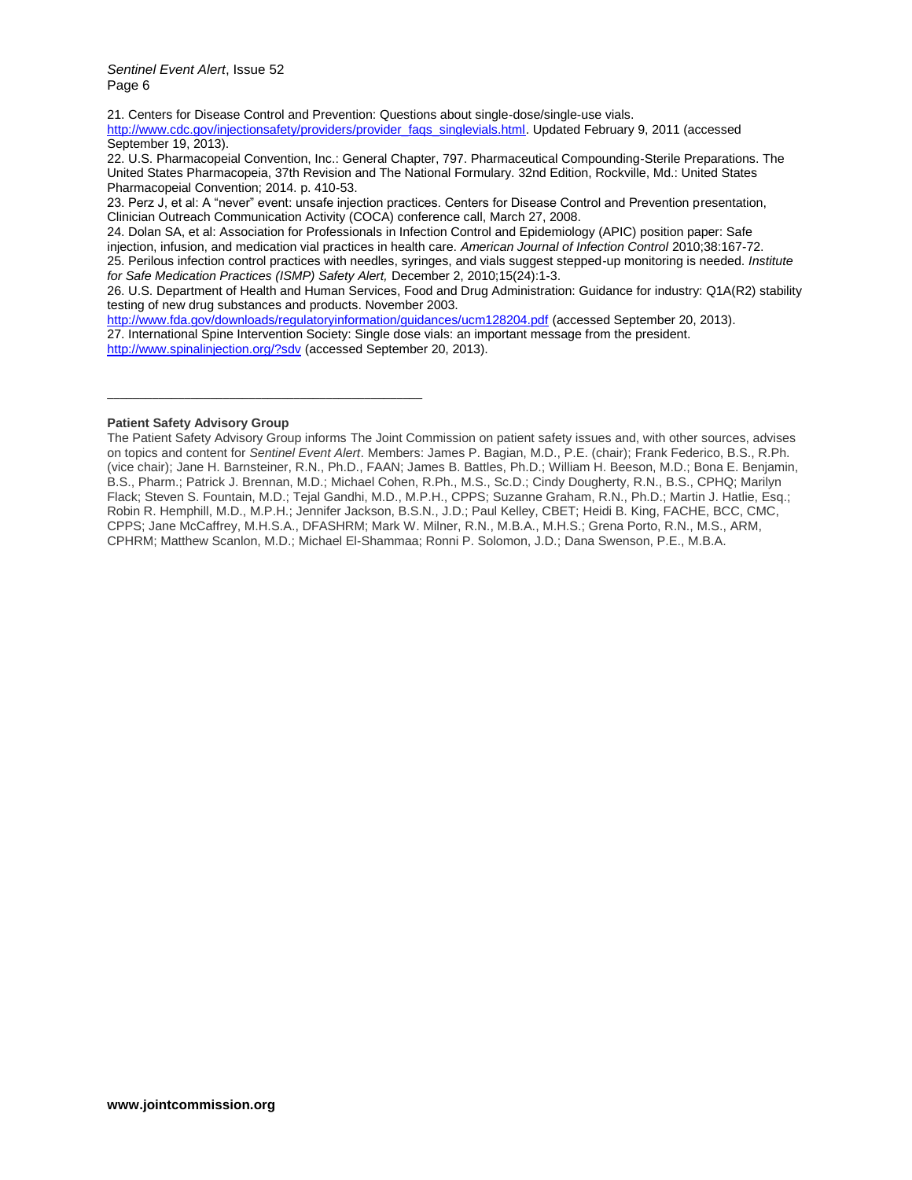21. Centers for Disease Control and Prevention: Questions about single-dose/single-use vials. http://www.cdc.gov/injectionsafety/providers/provider_faqs_singlevials.html. Updated February 9, 2011 (accessed September 19, 2013).

22. U.S. Pharmacopeial Convention, Inc.: General Chapter, 797. Pharmaceutical Compounding-Sterile Preparations. The United States Pharmacopeia, 37th Revision and The National Formulary. 32nd Edition, Rockville, Md.: United States Pharmacopeial Convention; 2014. p. 410-53.

23. Perz J, et al: A "never" event: unsafe injection practices. Centers for Disease Control and Prevention presentation, Clinician Outreach Communication Activity (COCA) conference call, March 27, 2008.

24. Dolan SA, et al: Association for Professionals in Infection Control and Epidemiology (APIC) position paper: Safe injection, infusion, and medication vial practices in health care. *American Journal of Infection Control* 2010;38:167-72.

25. Perilous infection control practices with needles, syringes, and vials suggest stepped-up monitoring is needed. *Institute for Safe Medication Practices (ISMP) Safety Alert,* December 2, 2010;15(24):1-3.

26. U.S. Department of Health and Human Services, Food and Drug Administration: Guidance for industry: Q1A(R2) stability testing of new drug substances and products. November 2003. http://www.fda.gov/downloads/regulatoryinformation/guidances/ucm128204.pdf (accessed September 20, 2013).

27. International Spine Intervention Society: Single dose vials: an important message from the president. http://www.spinalinjection.org/?sdv (accessed September 20, 2013).

---

**Patient Safety Advisory Group**

The Patient Safety Advisory Group informs The Joint Commission on patient safety issues and, with other sources, advises on topics and content for *Sentinel Event Alert*. Members: James P. Bagian, M.D., P.E. (chair); Frank Federico, B.S., R.Ph. (vice chair); Jane H. Barnsteiner, R.N., Ph.D., FAAN; James B. Battles, Ph.D.; William H. Beeson, M.D.; Bona E. Benjamin, B.S., Pharm.; Patrick J. Brennan, M.D.; Michael Cohen, R.Ph., M.S., Sc.D.; Cindy Dougherty, R.N., B.S., CPHQ; Marilyn Flack; Steven S. Fountain, M.D.; Tejal Gandhi, M.D., M.P.H., CPPS; Suzanne Graham, R.N., Ph.D.; Martin J. Hatlie, Esq.; Robin R. Hemphill, M.D., M.P.H.; Jennifer Jackson, B.S.N., J.D.; Paul Kelley, CBET; Heidi B. King, FACHE, BCC, CMC, CPPS; Jane McCaffrey, M.H.S.A., DFASHRM; Mark W. Milner, R.N., M.B.A., M.H.S.; Grena Porto, R.N., M.S., ARM, CPHRM; Matthew Scanlon, M.D.; Michael El-Shammaa; Ronni P. Solomon, J.D.; Dana Swenson, P.E., M.B.A.

**www.jointcommission.org**